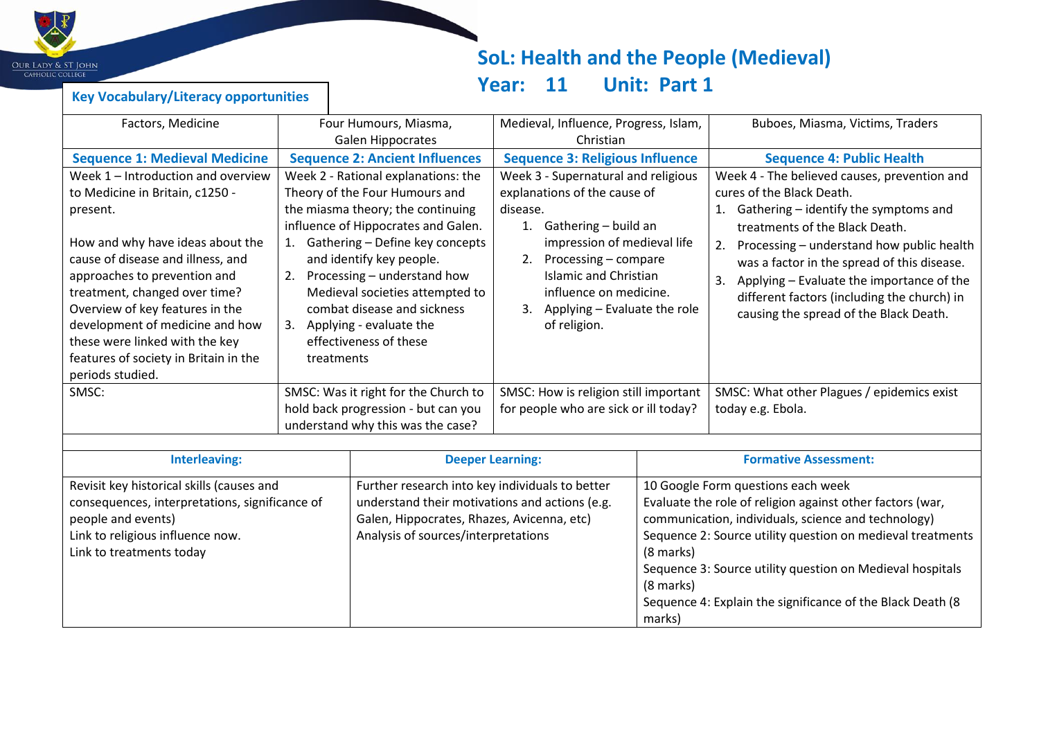# SoL: Health and the People (Medieval)

## Year: 11 Unit: Part 1

**Key Vocabulary/Literacy opportunities**

| Factors, Medicine | Four Humours, Miasma, Galen Hippocrates | Medieval, Influence, Progress, Islam, Christian | Buboes, Miasma, Victims, Traders |
|---|---|---|---|
| **Sequence 1: Medieval Medicine** | **Sequence 2: Ancient Influences** | **Sequence 3: Religious Influence** | **Sequence 4: Public Health** |
| Week 1 – Introduction and overview to Medicine in Britain, c1250 - present.<br><br>How and why have ideas about the cause of disease and illness, and approaches to prevention and treatment, changed over time? Overview of key features in the development of medicine and how these were linked with the key features of society in Britain in the periods studied. | Week 2 - Rational explanations: the Theory of the Four Humours and the miasma theory; the continuing influence of Hippocrates and Galen.<br>1. Gathering – Define key concepts and identify key people.<br>2. Processing – understand how Medieval societies attempted to combat disease and sickness<br>3. Applying - evaluate the effectiveness of these treatments | Week 3 - Supernatural and religious explanations of the cause of disease.<br>1. Gathering – build an impression of medieval life<br>2. Processing – compare Islamic and Christian influence on medicine.<br>3. Applying – Evaluate the role of religion. | Week 4 - The believed causes, prevention and cures of the Black Death.<br>1. Gathering – identify the symptoms and treatments of the Black Death.<br>2. Processing – understand how public health was a factor in the spread of this disease.<br>3. Applying – Evaluate the importance of the different factors (including the church) in causing the spread of the Black Death. |
| SMSC: | SMSC: Was it right for the Church to hold back progression - but can you understand why this was the case? | SMSC: How is religion still important for people who are sick or ill today? | SMSC: What other Plagues / epidemics exist today e.g. Ebola. |

| **Interleaving:** | **Deeper Learning:** | **Formative Assessment:** |
|---|---|---|
| Revisit key historical skills (causes and consequences, interpretations, significance of people and events)<br>Link to religious influence now.<br>Link to treatments today | Further research into key individuals to better understand their motivations and actions (e.g. Galen, Hippocrates, Rhazes, Avicenna, etc)<br>Analysis of sources/interpretations | 10 Google Form questions each week<br>Evaluate the role of religion against other factors (war, communication, individuals, science and technology)<br>Sequence 2: Source utility question on medieval treatments (8 marks)<br>Sequence 3: Source utility question on Medieval hospitals (8 marks)<br>Sequence 4: Explain the significance of the Black Death (8 marks) |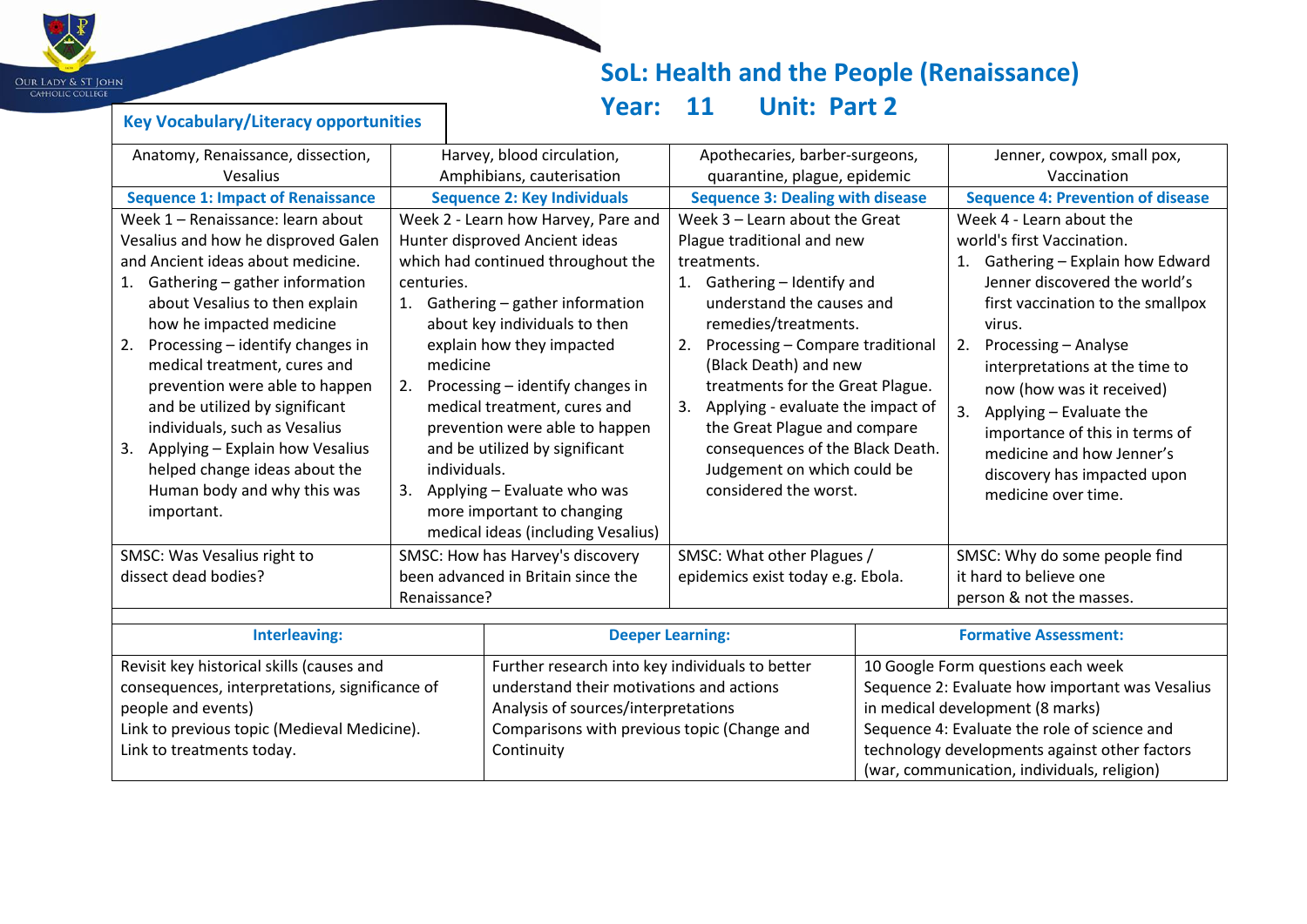# SoL: Health and the People (Renaissance)

## Year: 11 Unit: Part 2

**Key Vocabulary/Literacy opportunities**

| Anatomy, Renaissance, dissection, Vesalius | Harvey, blood circulation, Amphibians, cauterisation | Apothecaries, barber-surgeons, quarantine, plague, epidemic | Jenner, cowpox, small pox, Vaccination |
|---|---|---|---|
| **Sequence 1: Impact of Renaissance** | **Sequence 2: Key Individuals** | **Sequence 3: Dealing with disease** | **Sequence 4: Prevention of disease** |
| Week 1 – Renaissance: learn about Vesalius and how he disproved Galen and Ancient ideas about medicine.<br>1. Gathering – gather information about Vesalius to then explain how he impacted medicine<br>2. Processing – identify changes in medical treatment, cures and prevention were able to happen and be utilized by significant individuals, such as Vesalius<br>3. Applying – Explain how Vesalius helped change ideas about the Human body and why this was important. | Week 2 - Learn how Harvey, Pare and Hunter disproved Ancient ideas which had continued throughout the centuries.<br>1. Gathering – gather information about key individuals to then explain how they impacted medicine<br>2. Processing – identify changes in medical treatment, cures and prevention were able to happen and be utilized by significant individuals.<br>3. Applying – Evaluate who was more important to changing medical ideas (including Vesalius) | Week 3 – Learn about the Great Plague traditional and new treatments.<br>1. Gathering – Identify and understand the causes and remedies/treatments.<br>2. Processing – Compare traditional (Black Death) and new treatments for the Great Plague.<br>3. Applying - evaluate the impact of the Great Plague and compare consequences of the Black Death. Judgement on which could be considered the worst. | Week 4 - Learn about the world's first Vaccination.<br>1. Gathering – Explain how Edward Jenner discovered the world's first vaccination to the smallpox virus.<br>2. Processing – Analyse interpretations at the time to now (how was it received)<br>3. Applying – Evaluate the importance of this in terms of medicine and how Jenner's discovery has impacted upon medicine over time. |
| SMSC: Was Vesalius right to dissect dead bodies? | SMSC: How has Harvey's discovery been advanced in Britain since the Renaissance? | SMSC: What other Plagues / epidemics exist today e.g. Ebola. | SMSC: Why do some people find it hard to believe one person & not the masses. |

| **Interleaving:** | **Deeper Learning:** | **Formative Assessment:** |
|---|---|---|
| Revisit key historical skills (causes and consequences, interpretations, significance of people and events)<br>Link to previous topic (Medieval Medicine).<br>Link to treatments today. | Further research into key individuals to better understand their motivations and actions<br>Analysis of sources/interpretations<br>Comparisons with previous topic (Change and Continuity | 10 Google Form questions each week<br>Sequence 2: Evaluate how important was Vesalius in medical development (8 marks)<br>Sequence 4: Evaluate the role of science and technology developments against other factors (war, communication, individuals, religion) |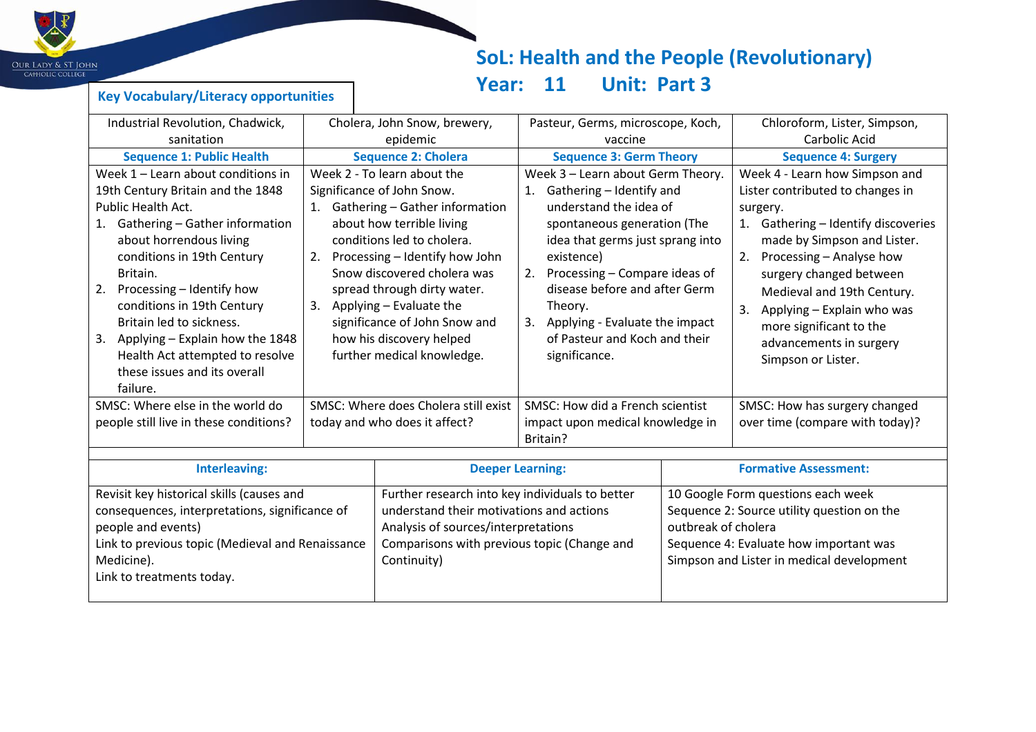# SoL: Health and the People (Revolutionary)

## Year: 11 Unit: Part 3

**Key Vocabulary/Literacy opportunities**

| Industrial Revolution, Chadwick, sanitation | Cholera, John Snow, brewery, epidemic | Pasteur, Germs, microscope, Koch, vaccine | Chloroform, Lister, Simpson, Carbolic Acid |
|---|---|---|---|
| **Sequence 1: Public Health** | **Sequence 2: Cholera** | **Sequence 3: Germ Theory** | **Sequence 4: Surgery** |
| Week 1 – Learn about conditions in 19th Century Britain and the 1848 Public Health Act.<br>1. Gathering – Gather information about horrendous living conditions in 19th Century Britain.<br>2. Processing – Identify how conditions in 19th Century Britain led to sickness.<br>3. Applying – Explain how the 1848 Health Act attempted to resolve these issues and its overall failure. | Week 2 - To learn about the Significance of John Snow.<br>1. Gathering – Gather information about how terrible living conditions led to cholera.<br>2. Processing – Identify how John Snow discovered cholera was spread through dirty water.<br>3. Applying – Evaluate the significance of John Snow and how his discovery helped further medical knowledge. | Week 3 – Learn about Germ Theory.<br>1. Gathering – Identify and understand the idea of spontaneous generation (The idea that germs just sprang into existence)<br>2. Processing – Compare ideas of disease before and after Germ Theory.<br>3. Applying - Evaluate the impact of Pasteur and Koch and their significance. | Week 4 - Learn how Simpson and Lister contributed to changes in surgery.<br>1. Gathering – Identify discoveries made by Simpson and Lister.<br>2. Processing – Analyse how surgery changed between Medieval and 19th Century.<br>3. Applying – Explain who was more significant to the advancements in surgery Simpson or Lister. |
| SMSC: Where else in the world do people still live in these conditions? | SMSC: Where does Cholera still exist today and who does it affect? | SMSC: How did a French scientist impact upon medical knowledge in Britain? | SMSC: How has surgery changed over time (compare with today)? |

| Interleaving: | Deeper Learning: | Formative Assessment: |
|---|---|---|
| Revisit key historical skills (causes and consequences, interpretations, significance of people and events)<br>Link to previous topic (Medieval and Renaissance Medicine).<br>Link to treatments today. | Further research into key individuals to better understand their motivations and actions<br>Analysis of sources/interpretations<br>Comparisons with previous topic (Change and Continuity) | 10 Google Form questions each week<br>Sequence 2: Source utility question on the outbreak of cholera<br>Sequence 4: Evaluate how important was Simpson and Lister in medical development |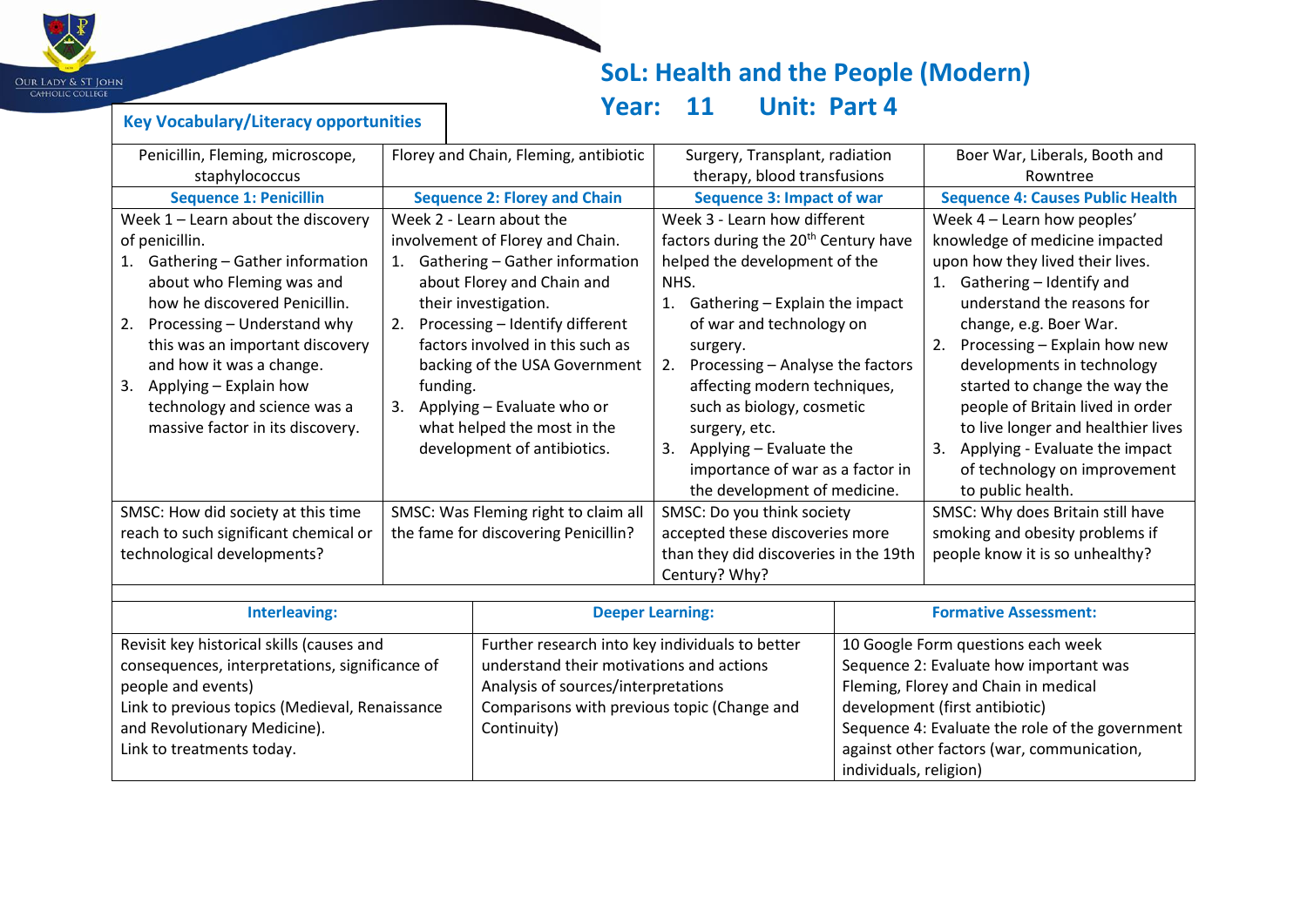# SoL: Health and the People (Modern)

## Year: 11 Unit: Part 4

**Key Vocabulary/Literacy opportunities**

| Penicillin, Fleming, microscope, staphylococcus | Florey and Chain, Fleming, antibiotic | Surgery, Transplant, radiation therapy, blood transfusions | Boer War, Liberals, Booth and Rowntree |
|---|---|---|---|
| **Sequence 1: Penicillin** | **Sequence 2: Florey and Chain** | **Sequence 3: Impact of war** | **Sequence 4: Causes Public Health** |
| Week 1 – Learn about the discovery of penicillin.<br>1. Gathering – Gather information about who Fleming was and how he discovered Penicillin.<br>2. Processing – Understand why this was an important discovery and how it was a change.<br>3. Applying – Explain how technology and science was a massive factor in its discovery. | Week 2 - Learn about the involvement of Florey and Chain.<br>1. Gathering – Gather information about Florey and Chain and their investigation.<br>2. Processing – Identify different factors involved in this such as backing of the USA Government funding.<br>3. Applying – Evaluate who or what helped the most in the development of antibiotics. | Week 3 - Learn how different factors during the 20th Century have helped the development of the NHS.<br>1. Gathering – Explain the impact of war and technology on surgery.<br>2. Processing – Analyse the factors affecting modern techniques, such as biology, cosmetic surgery, etc.<br>3. Applying – Evaluate the importance of war as a factor in the development of medicine. | Week 4 – Learn how peoples' knowledge of medicine impacted upon how they lived their lives.<br>1. Gathering – Identify and understand the reasons for change, e.g. Boer War.<br>2. Processing – Explain how new developments in technology started to change the way the people of Britain lived in order to live longer and healthier lives<br>3. Applying - Evaluate the impact of technology on improvement to public health. |
| SMSC: How did society at this time reach to such significant chemical or technological developments? | SMSC: Was Fleming right to claim all the fame for discovering Penicillin? | SMSC: Do you think society accepted these discoveries more than they did discoveries in the 19th Century? Why? | SMSC: Why does Britain still have smoking and obesity problems if people know it is so unhealthy? |

| Interleaving: | Deeper Learning: | Formative Assessment: |
|---|---|---|
| Revisit key historical skills (causes and consequences, interpretations, significance of people and events)<br>Link to previous topics (Medieval, Renaissance and Revolutionary Medicine).<br>Link to treatments today. | Further research into key individuals to better understand their motivations and actions<br>Analysis of sources/interpretations<br>Comparisons with previous topic (Change and Continuity) | 10 Google Form questions each week<br>Sequence 2: Evaluate how important was Fleming, Florey and Chain in medical development (first antibiotic)<br>Sequence 4: Evaluate the role of the government against other factors (war, communication, individuals, religion) |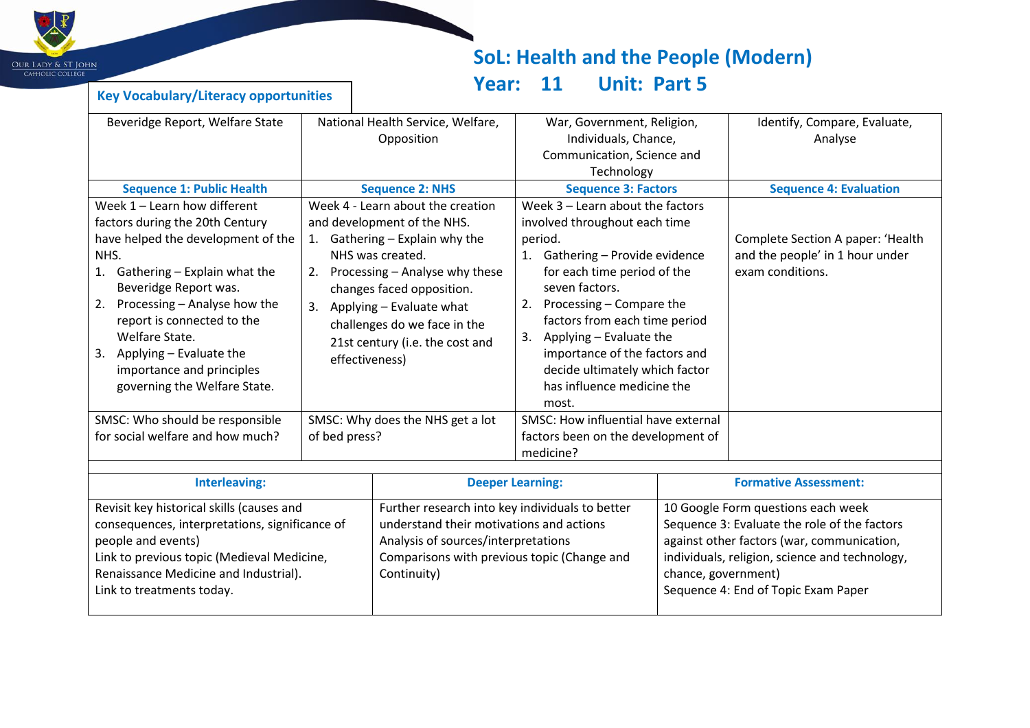Our Lady & St John Catholic College

# SoL: Health and the People (Modern)

## Year: 11 Unit: Part 5

**Key Vocabulary/Literacy opportunities**

| | | | |
|---|---|---|---|
| Beveridge Report, Welfare State | National Health Service, Welfare, Opposition | War, Government, Religion, Individuals, Chance, Communication, Science and Technology | Identify, Compare, Evaluate, Analyse |
| **Sequence 1: Public Health** | **Sequence 2: NHS** | **Sequence 3: Factors** | **Sequence 4: Evaluation** |
| Week 1 – Learn how different factors during the 20th Century have helped the development of the NHS.<br>1. Gathering – Explain what the Beveridge Report was.<br>2. Processing – Analyse how the report is connected to the Welfare State.<br>3. Applying – Evaluate the importance and principles governing the Welfare State. | Week 4 - Learn about the creation and development of the NHS.<br>1. Gathering – Explain why the NHS was created.<br>2. Processing – Analyse why these changes faced opposition.<br>3. Applying – Evaluate what challenges do we face in the 21st century (i.e. the cost and effectiveness) | Week 3 – Learn about the factors involved throughout each time period.<br>1. Gathering – Provide evidence for each time period of the seven factors.<br>2. Processing – Compare the factors from each time period<br>3. Applying – Evaluate the importance of the factors and decide ultimately which factor has influence medicine the most. | Complete Section A paper: 'Health and the people' in 1 hour under exam conditions. |
| SMSC: Who should be responsible for social welfare and how much? | SMSC: Why does the NHS get a lot of bed press? | SMSC: How influential have external factors been on the development of medicine? | |

| **Interleaving:** | **Deeper Learning:** | **Formative Assessment:** |
|---|---|---|
| Revisit key historical skills (causes and consequences, interpretations, significance of people and events)<br>Link to previous topic (Medieval Medicine, Renaissance Medicine and Industrial).<br>Link to treatments today. | Further research into key individuals to better understand their motivations and actions<br>Analysis of sources/interpretations<br>Comparisons with previous topic (Change and Continuity) | 10 Google Form questions each week<br>Sequence 3: Evaluate the role of the factors against other factors (war, communication, individuals, religion, science and technology, chance, government)<br>Sequence 4: End of Topic Exam Paper |